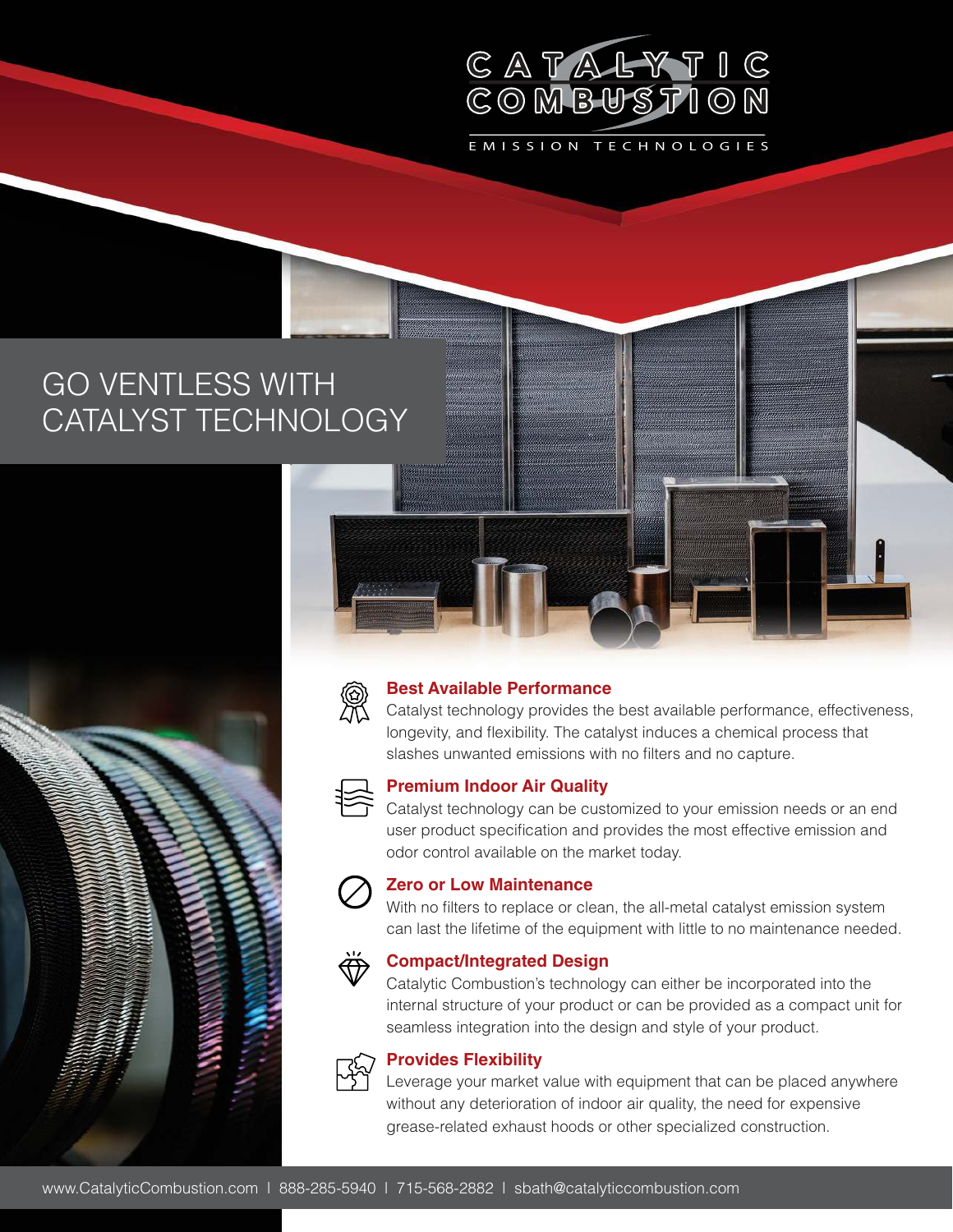CATALYTIC COMBUSTION

EMISSION TECHNOLOGIES

# GO VENTLESS WITH CATALYST TECHNOLOGY

## Best Available Performance

Catalyst technology provides the best available performance, effectiveness, longevity, and flexibility. The catalyst induces a chemical process that slashes unwanted emissions with no filters and no capture.

## Premium Indoor Air Quality

Catalyst technology can be customized to your emission needs or an end user product specification and provides the most effective emission and odor control available on the market today.

## Zero or Low Maintenance

With no filters to replace or clean, the all-metal catalyst emission system can last the lifetime of the equipment with little to no maintenance needed.

## Compact/Integrated Design

Catalytic Combustion's technology can either be incorporated into the internal structure of your product or can be provided as a compact unit for seamless integration into the design and style of your product.

## Provides Flexibility

Leverage your market value with equipment that can be placed anywhere without any deterioration of indoor air quality, the need for expensive grease-related exhaust hoods or other specialized construction.

www.CatalyticCombustion.com | 888-285-5940 | 715-568-2882 | sbath@catalyticcombustion.com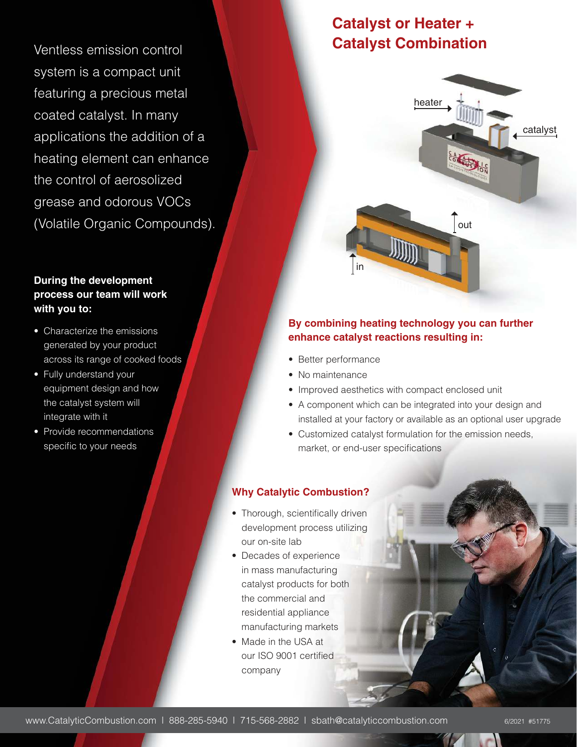Ventless emission control system is a compact unit featuring a precious metal coated catalyst. In many applications the addition of a heating element can enhance the control of aerosolized grease and odorous VOCs (Volatile Organic Compounds).

**During the development process our team will work with you to:**

- Characterize the emissions generated by your product across its range of cooked foods
- Fully understand your equipment design and how the catalyst system will integrate with it
- Provide recommendations specific to your needs

## Catalyst or Heater + Catalyst Combination

heater

catalyst

out

in

### By combining heating technology you can further enhance catalyst reactions resulting in:

- Better performance
- No maintenance
- Improved aesthetics with compact enclosed unit
- A component which can be integrated into your design and installed at your factory or available as an optional user upgrade
- Customized catalyst formulation for the emission needs, market, or end-user specifications

### Why Catalytic Combustion?

- Thorough, scientifically driven development process utilizing our on-site lab
- Decades of experience in mass manufacturing catalyst products for both the commercial and residential appliance manufacturing markets
- Made in the USA at our ISO 9001 certified company

www.CatalyticCombustion.com | 888-285-5940 | 715-568-2882 | sbath@catalyticcombustion.com

6/2021 #51775